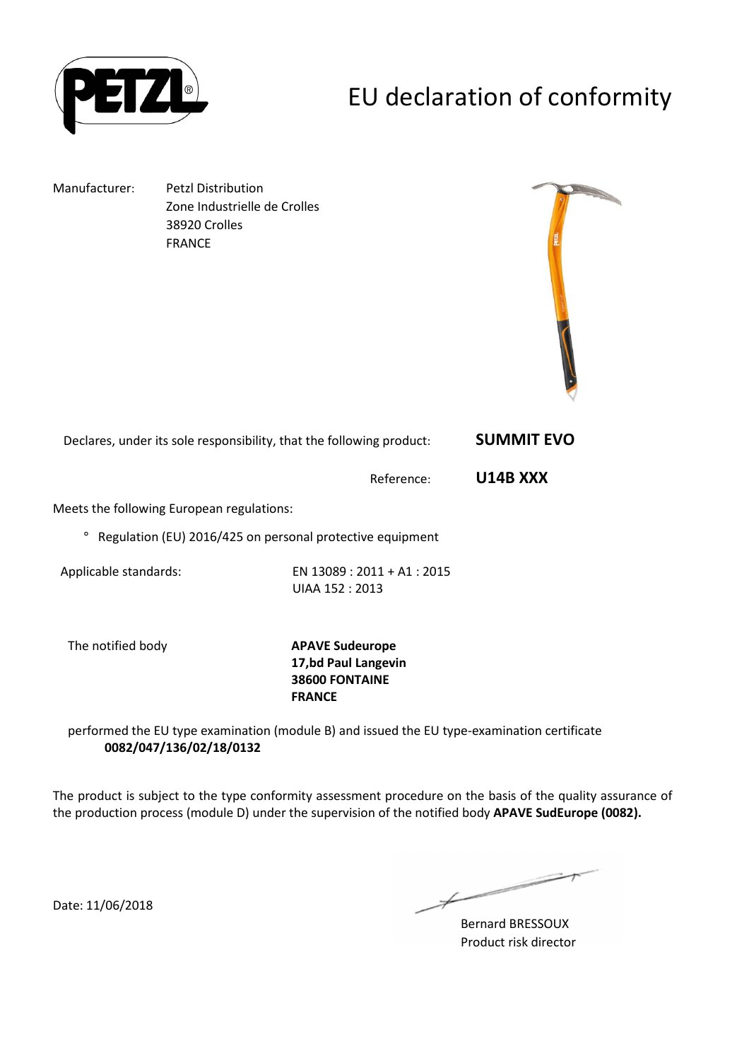PETZL®

# EU declaration of conformity

Manufacturer: Petzl Distribution
Zone Industrielle de Crolles
38920 Crolles
FRANCE

Declares, under its sole responsibility, that the following product: **SUMMIT EVO**

Reference: **U14B XXX**

Meets the following European regulations:

- Regulation (EU) 2016/425 on personal protective equipment

Applicable standards: EN 13089 : 2011 + A1 : 2015
UIAA 152 : 2013

The notified body **APAVE Sudeurope**
**17,bd Paul Langevin**
**38600 FONTAINE**
**FRANCE**

performed the EU type examination (module B) and issued the EU type-examination certificate **0082/047/136/02/18/0132**

The product is subject to the type conformity assessment procedure on the basis of the quality assurance of the production process (module D) under the supervision of the notified body **APAVE SudEurope (0082).**

Date: 11/06/2018

Bernard BRESSOUX
Product risk director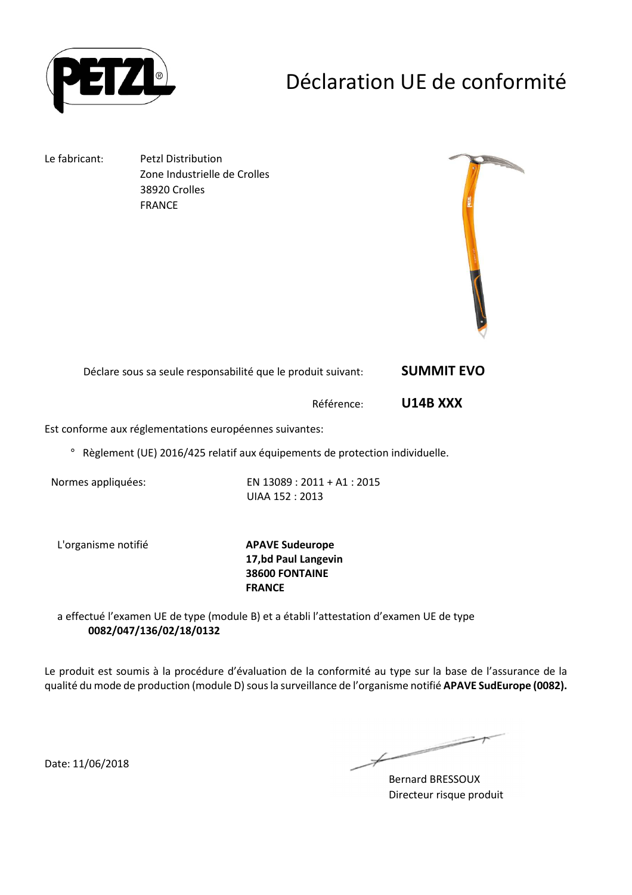# Déclaration UE de conformité

Le fabricant: Petzl Distribution
Zone Industrielle de Crolles
38920 Crolles
FRANCE

Déclare sous sa seule responsabilité que le produit suivant: **SUMMIT EVO**

Référence: **U14B XXX**

Est conforme aux réglementations européennes suivantes:

° Règlement (UE) 2016/425 relatif aux équipements de protection individuelle.

Normes appliquées: EN 13089 : 2011 + A1 : 2015
UIAA 152 : 2013

L'organisme notifié **APAVE Sudeurope**
**17,bd Paul Langevin**
**38600 FONTAINE**
**FRANCE**

a effectué l'examen UE de type (module B) et a établi l'attestation d'examen UE de type
**0082/047/136/02/18/0132**

Le produit est soumis à la procédure d'évaluation de la conformité au type sur la base de l'assurance de la qualité du mode de production (module D) sous la surveillance de l'organisme notifié **APAVE SudEurope (0082).**

Date: 11/06/2018

Bernard BRESSOUX
Directeur risque produit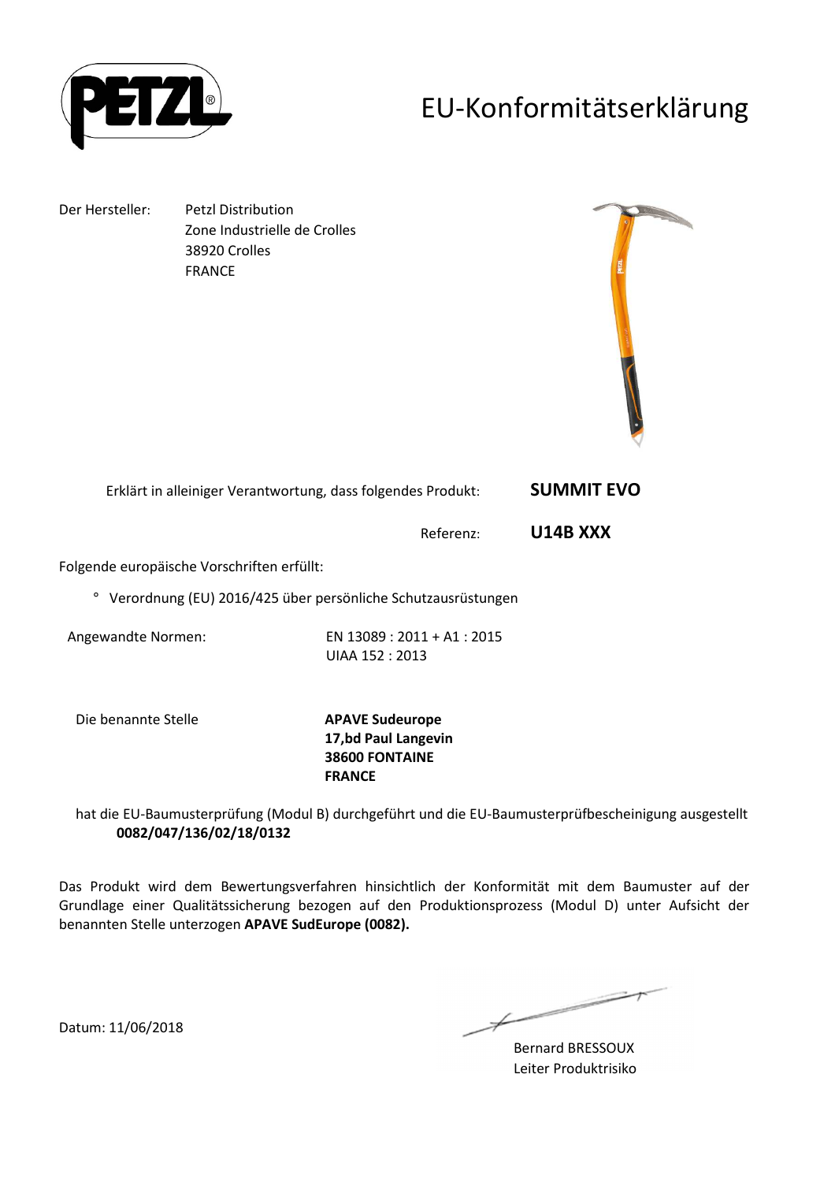# EU-Konformitätserklärung

Der Hersteller: Petzl Distribution
Zone Industrielle de Crolles
38920 Crolles
FRANCE

Erklärt in alleiniger Verantwortung, dass folgendes Produkt: **SUMMIT EVO**

Referenz: **U14B XXX**

Folgende europäische Vorschriften erfüllt:

° Verordnung (EU) 2016/425 über persönliche Schutzausrüstungen

Angewandte Normen: EN 13089 : 2011 + A1 : 2015
UIAA 152 : 2013

Die benannte Stelle **APAVE Sudeurope**
**17,bd Paul Langevin**
**38600 FONTAINE**
**FRANCE**

hat die EU-Baumusterprüfung (Modul B) durchgeführt und die EU-Baumusterprüfbescheinigung ausgestellt **0082/047/136/02/18/0132**

Das Produkt wird dem Bewertungsverfahren hinsichtlich der Konformität mit dem Baumuster auf der Grundlage einer Qualitätssicherung bezogen auf den Produktionsprozess (Modul D) unter Aufsicht der benannten Stelle unterzogen **APAVE SudEurope (0082).**

Datum: 11/06/2018

Bernard BRESSOUX
Leiter Produktrisiko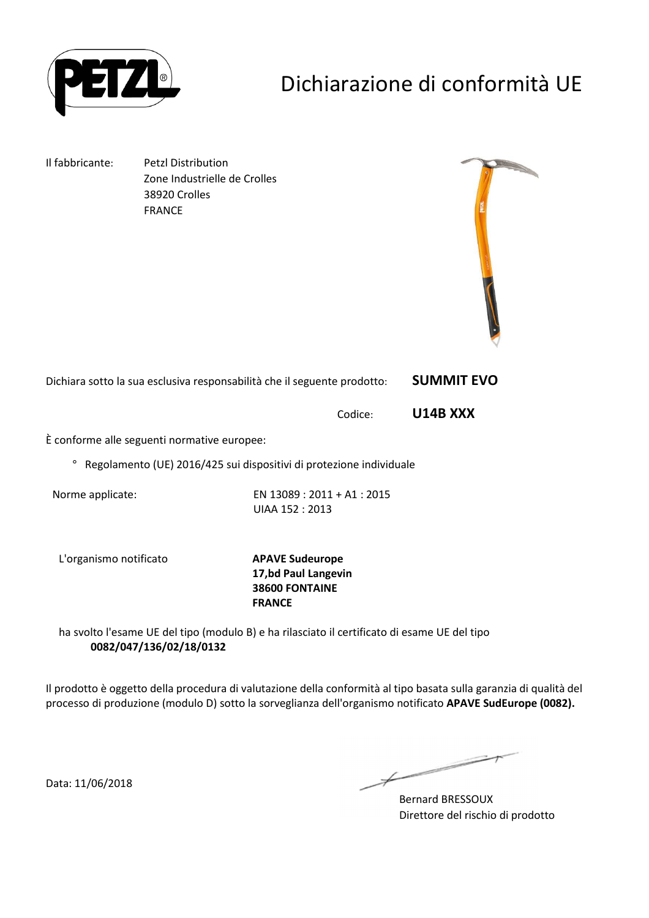# Dichiarazione di conformità UE

Il fabbricante: Petzl Distribution
Zone Industrielle de Crolles
38920 Crolles
FRANCE

Dichiara sotto la sua esclusiva responsabilità che il seguente prodotto: **SUMMIT EVO**

Codice: **U14B XXX**

È conforme alle seguenti normative europee:

° Regolamento (UE) 2016/425 sui dispositivi di protezione individuale

Norme applicate: EN 13089 : 2011 + A1 : 2015
UIAA 152 : 2013

L'organismo notificato **APAVE Sudeurope**
**17,bd Paul Langevin**
**38600 FONTAINE**
**FRANCE**

ha svolto l'esame UE del tipo (modulo B) e ha rilasciato il certificato di esame UE del tipo
**0082/047/136/02/18/0132**

Il prodotto è oggetto della procedura di valutazione della conformità al tipo basata sulla garanzia di qualità del processo di produzione (modulo D) sotto la sorveglianza dell'organismo notificato **APAVE SudEurope (0082).**

Data: 11/06/2018

Bernard BRESSOUX
Direttore del rischio di prodotto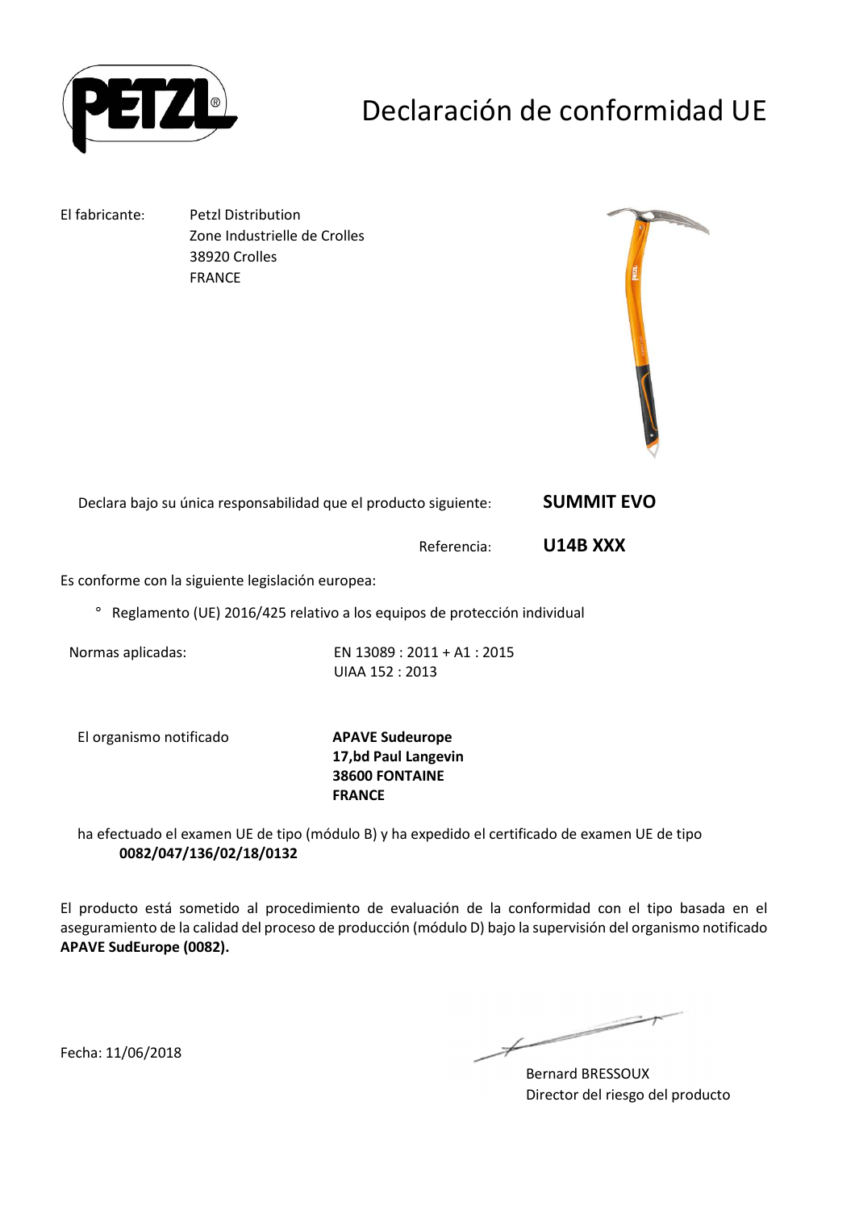# Declaración de conformidad UE

El fabricante: Petzl Distribution
Zone Industrielle de Crolles
38920 Crolles
FRANCE

Declara bajo su única responsabilidad que el producto siguiente: **SUMMIT EVO**

Referencia: **U14B XXX**

Es conforme con la siguiente legislación europea:

° Reglamento (UE) 2016/425 relativo a los equipos de protección individual

Normas aplicadas: EN 13089 : 2011 + A1 : 2015
UIAA 152 : 2013

El organismo notificado **APAVE Sudeurope**
**17,bd Paul Langevin**
**38600 FONTAINE**
**FRANCE**

ha efectuado el examen UE de tipo (módulo B) y ha expedido el certificado de examen UE de tipo **0082/047/136/02/18/0132**

El producto está sometido al procedimiento de evaluación de la conformidad con el tipo basada en el aseguramiento de la calidad del proceso de producción (módulo D) bajo la supervisión del organismo notificado **APAVE SudEurope (0082).**

Fecha: 11/06/2018

Bernard BRESSOUX
Director del riesgo del producto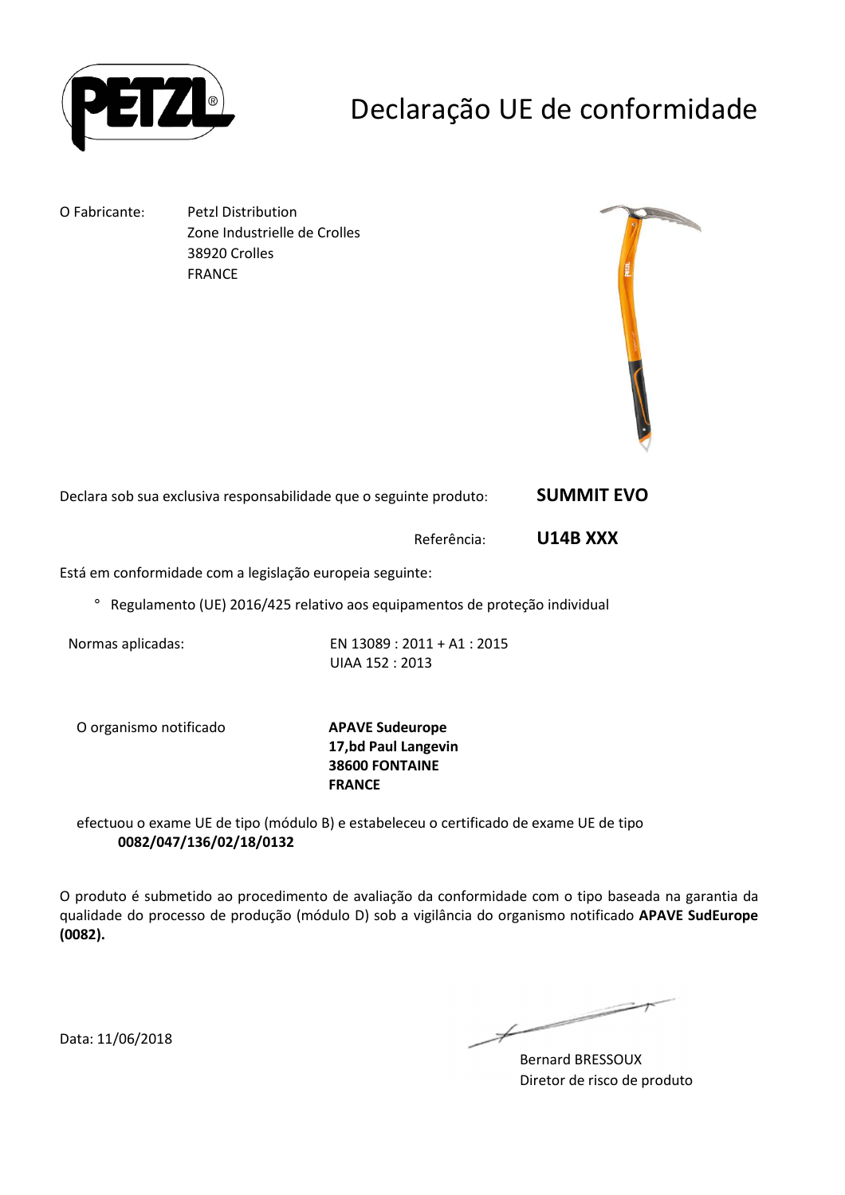# Declaração UE de conformidade

O Fabricante: Petzl Distribution
Zone Industrielle de Crolles
38920 Crolles
FRANCE

Declara sob sua exclusiva responsabilidade que o seguinte produto: **SUMMIT EVO**

Referência: **U14B XXX**

Está em conformidade com a legislação europeia seguinte:

° Regulamento (UE) 2016/425 relativo aos equipamentos de proteção individual

Normas aplicadas: EN 13089 : 2011 + A1 : 2015
UIAA 152 : 2013

O organismo notificado **APAVE Sudeurope**
**17,bd Paul Langevin**
**38600 FONTAINE**
**FRANCE**

efectuou o exame UE de tipo (módulo B) e estabeleceu o certificado de exame UE de tipo
**0082/047/136/02/18/0132**

O produto é submetido ao procedimento de avaliação da conformidade com o tipo baseada na garantia da qualidade do processo de produção (módulo D) sob a vigilância do organismo notificado **APAVE SudEurope (0082).**

Data: 11/06/2018

Bernard BRESSOUX
Diretor de risco de produto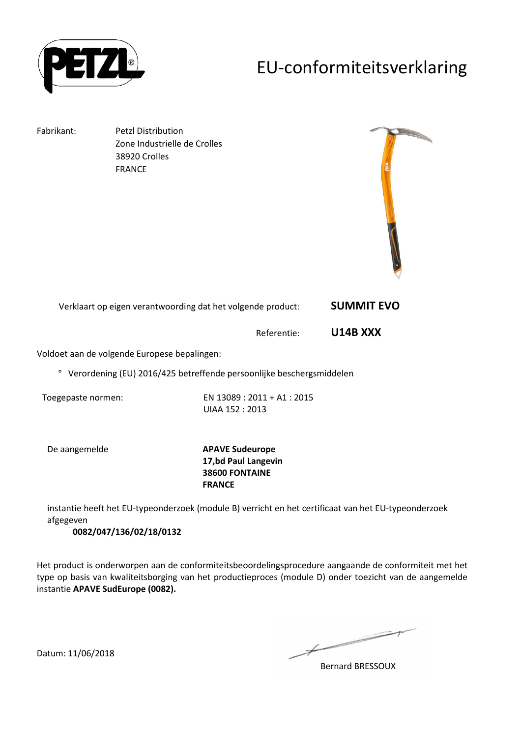# EU-conformiteitsverklaring

Fabrikant: Petzl Distribution
Zone Industrielle de Crolles
38920 Crolles
FRANCE

Verklaart op eigen verantwoording dat het volgende product: **SUMMIT EVO**

Referentie: **U14B XXX**

Voldoet aan de volgende Europese bepalingen:

° Verordening (EU) 2016/425 betreffende persoonlijke beschergsmiddelen

Toegepaste normen: EN 13089 : 2011 + A1 : 2015
UIAA 152 : 2013

De aangemelde **APAVE Sudeurope**
**17,bd Paul Langevin**
**38600 FONTAINE**
**FRANCE**

instantie heeft het EU-typeonderzoek (module B) verricht en het certificaat van het EU-typeonderzoek afgegeven
**0082/047/136/02/18/0132**

Het product is onderworpen aan de conformiteitsbeoordelingsprocedure aangaande de conformiteit met het type op basis van kwaliteitsborging van het productieproces (module D) onder toezicht van de aangemelde instantie **APAVE SudEurope (0082).**

Datum: 11/06/2018

Bernard BRESSOUX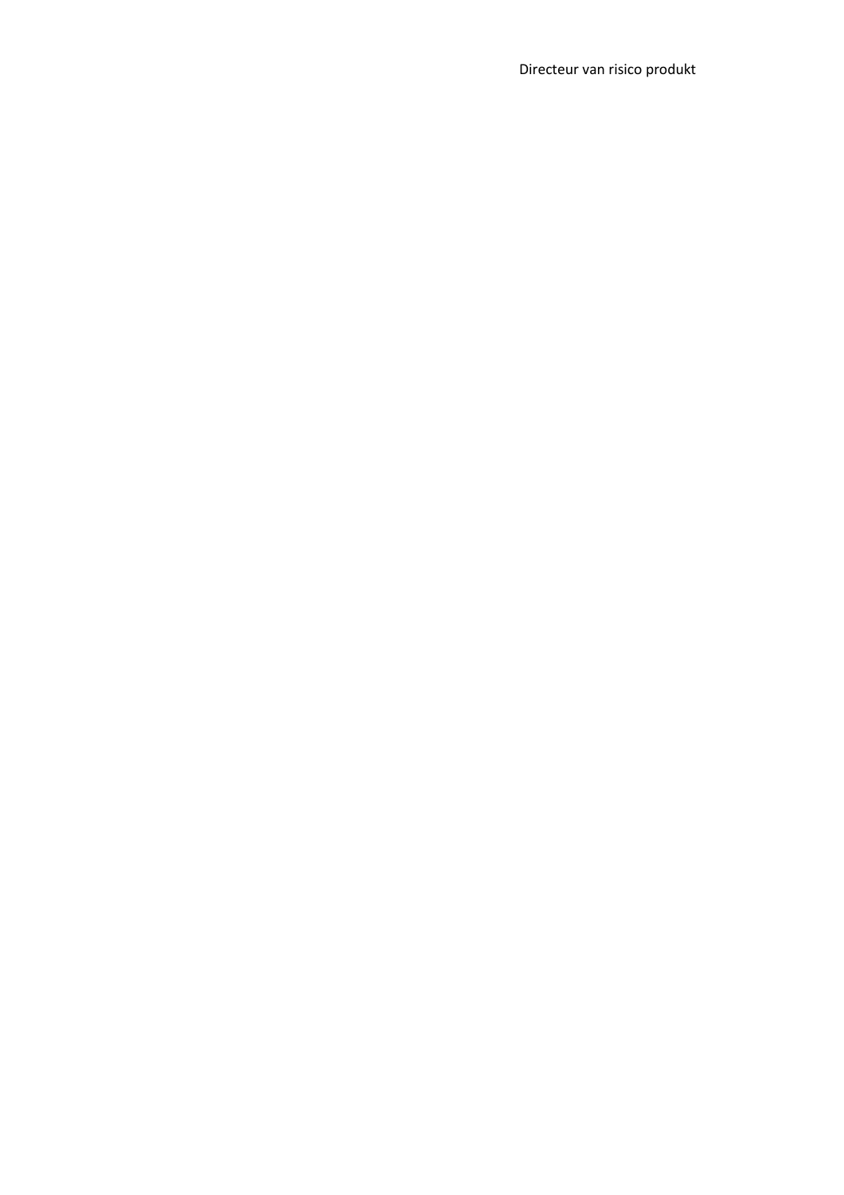Directeur van risico produkt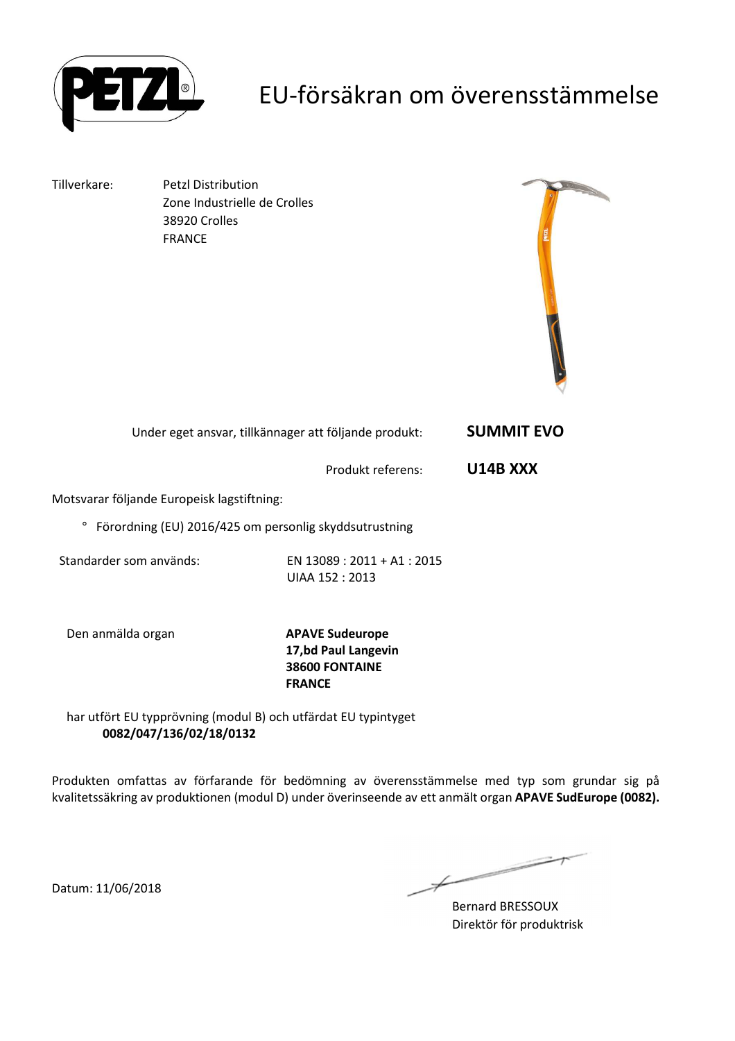# EU-försäkran om överensstämmelse

Tillverkare: Petzl Distribution
Zone Industrielle de Crolles
38920 Crolles
FRANCE

Under eget ansvar, tillkännager att följande produkt: **SUMMIT EVO**

Produkt referens: **U14B XXX**

Motsvarar följande Europeisk lagstiftning:

° Förordning (EU) 2016/425 om personlig skyddsutrustning

Standarder som används: EN 13089 : 2011 + A1 : 2015
UIAA 152 : 2013

Den anmälda organ **APAVE Sudeurope**
**17,bd Paul Langevin**
**38600 FONTAINE**
**FRANCE**

har utfört EU typprövning (modul B) och utfärdat EU typintyget
**0082/047/136/02/18/0132**

Produkten omfattas av förfarande för bedömning av överensstämmelse med typ som grundar sig på kvalitetssäkring av produktionen (modul D) under överinseende av ett anmält organ **APAVE SudEurope (0082).**

Datum: 11/06/2018

Bernard BRESSOUX
Direktör för produktrisk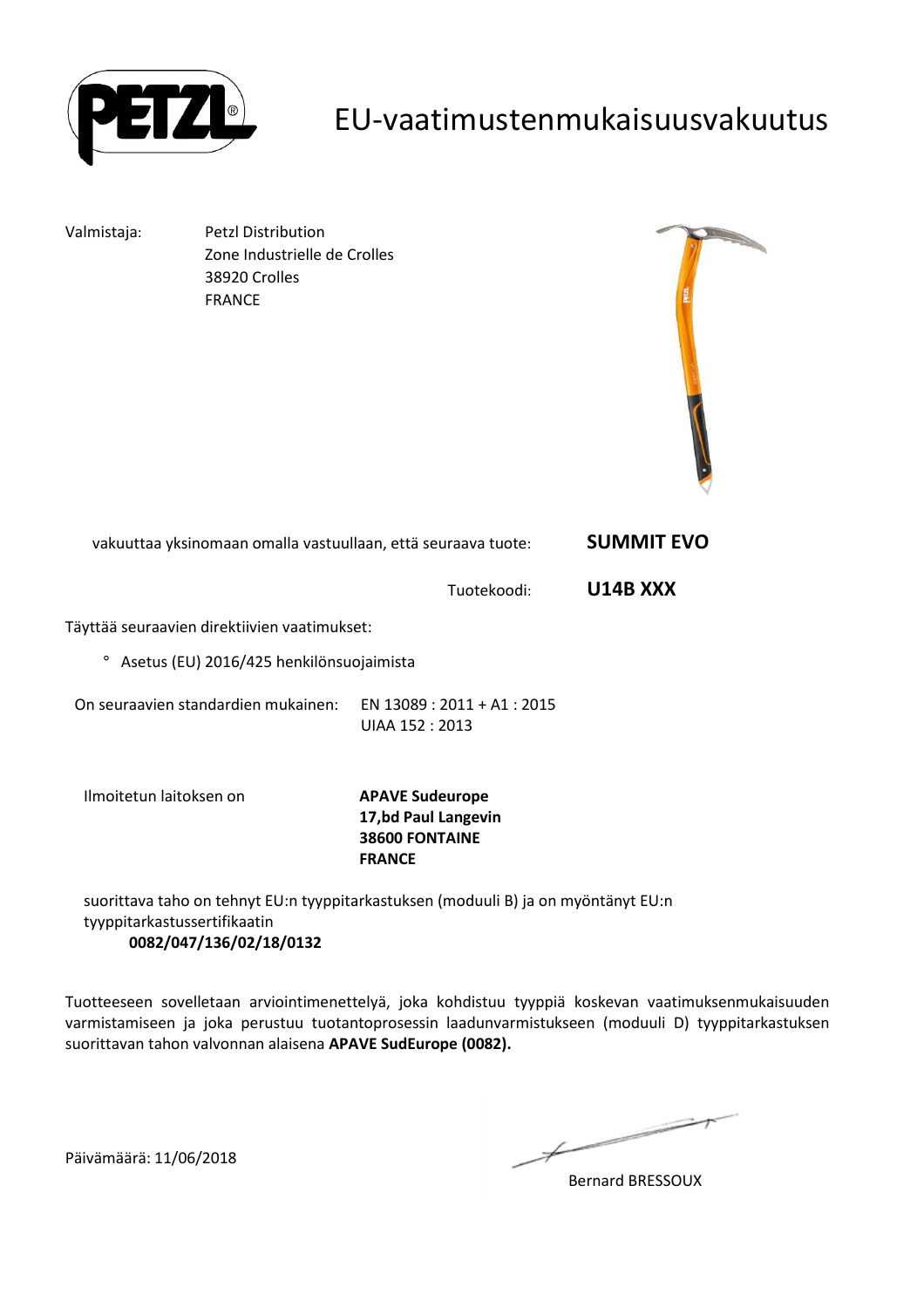# EU-vaatimustenmukaisuusvakuutus

Valmistaja: Petzl Distribution
Zone Industrielle de Crolles
38920 Crolles
FRANCE

vakuuttaa yksinomaan omalla vastuullaan, että seuraava tuote: **SUMMIT EVO**

Tuotekoodi: **U14B XXX**

Täyttää seuraavien direktiivien vaatimukset:

° Asetus (EU) 2016/425 henkilönsuojaimista

On seuraavien standardien mukainen: EN 13089 : 2011 + A1 : 2015
UIAA 152 : 2013

Ilmoitetun laitoksen on **APAVE Sudeurope**
**17,bd Paul Langevin**
**38600 FONTAINE**
**FRANCE**

suorittava taho on tehnyt EU:n tyyppitarkastuksen (moduuli B) ja on myöntänyt EU:n tyyppitarkastussertifikaatin
**0082/047/136/02/18/0132**

Tuotteeseen sovelletaan arviointimenettelyä, joka kohdistuu tyyppiä koskevan vaatimuksenmukaisuuden varmistamiseen ja joka perustuu tuotantoprosessin laadunvarmistukseen (moduuli D) tyyppitarkastuksen suorittavan tahon valvonnan alaisena **APAVE SudEurope (0082).**

Päivämäärä: 11/06/2018

Bernard BRESSOUX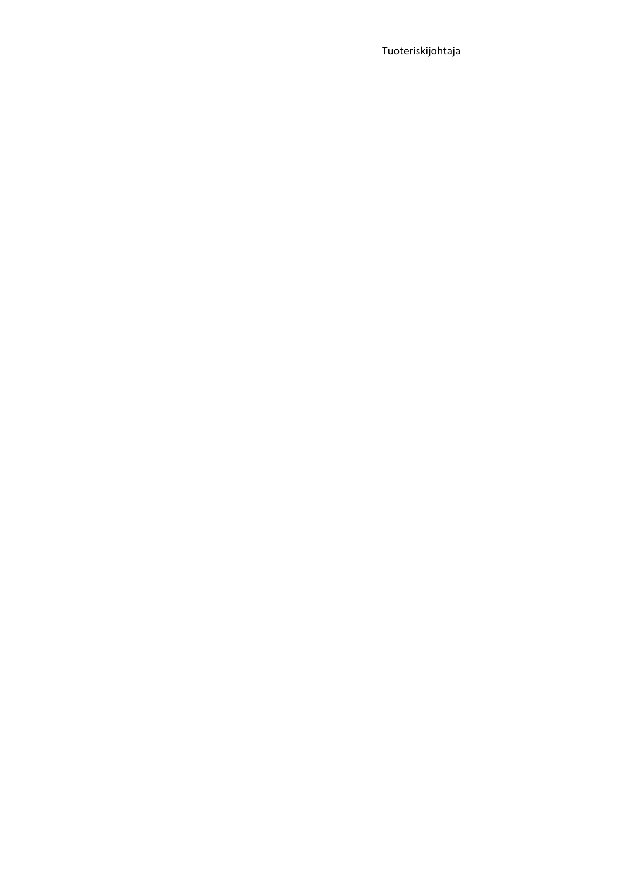Tuoteriskijohtaja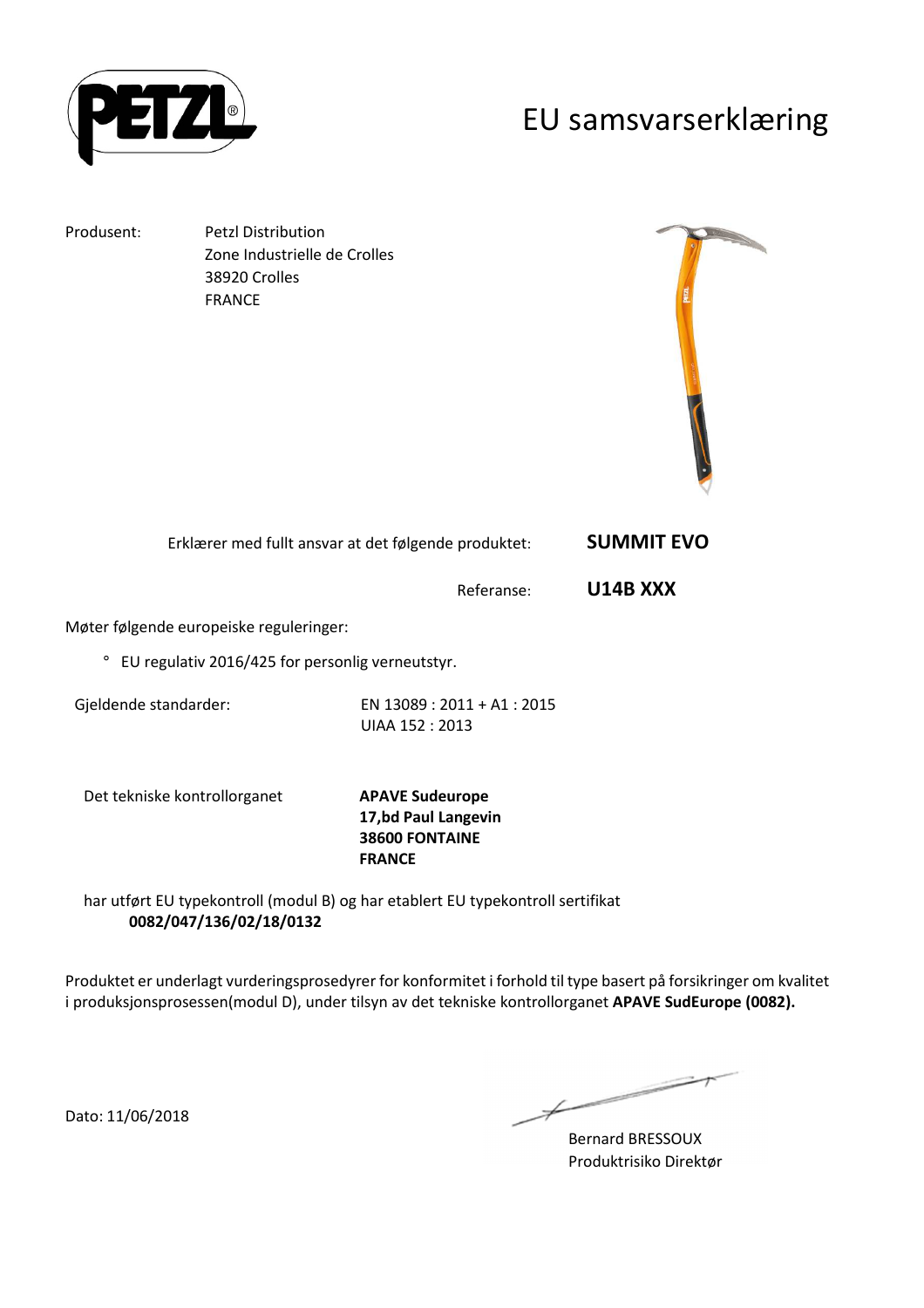# EU samsvarserklæring

Produsent: Petzl Distribution
Zone Industrielle de Crolles
38920 Crolles
FRANCE

Erklærer med fullt ansvar at det følgende produktet: **SUMMIT EVO**

Referanse: **U14B XXX**

Møter følgende europeiske reguleringer:

° EU regulativ 2016/425 for personlig verneutstyr.

Gjeldende standarder: EN 13089 : 2011 + A1 : 2015
UIAA 152 : 2013

Det tekniske kontrollorganet **APAVE Sudeurope**
**17,bd Paul Langevin**
**38600 FONTAINE**
**FRANCE**

har utført EU typekontroll (modul B) og har etablert EU typekontroll sertifikat
**0082/047/136/02/18/0132**

Produktet er underlagt vurderingsprosedyrer for konformitet i forhold til type basert på forsikringer om kvalitet i produksjonsprosessen(modul D), under tilsyn av det tekniske kontrollorganet **APAVE SudEurope (0082).**

Dato: 11/06/2018

Bernard BRESSOUX
Produktrisiko Direktør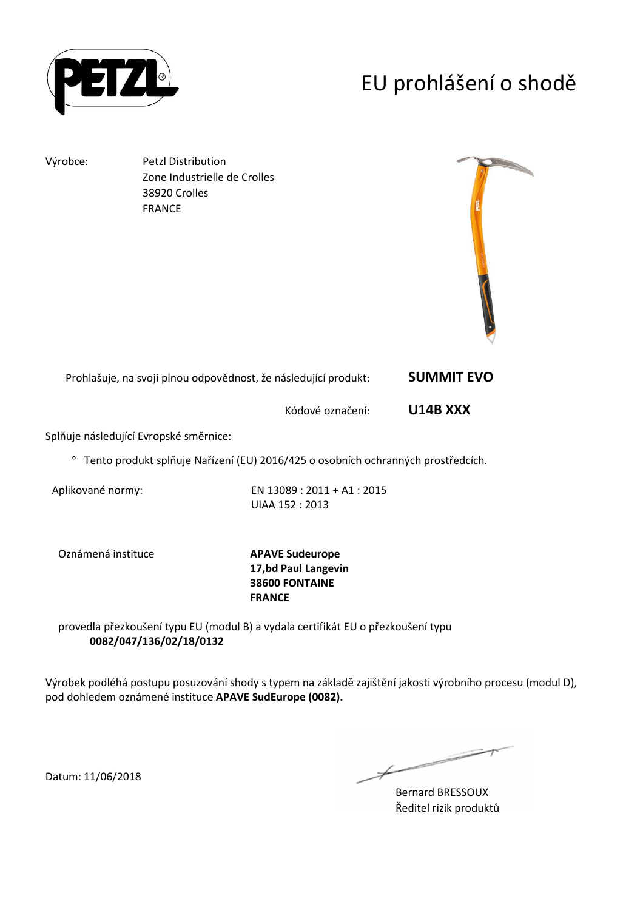# EU prohlášení o shodě

Výrobce: Petzl Distribution
Zone Industrielle de Crolles
38920 Crolles
FRANCE

Prohlašuje, na svoji plnou odpovědnost, že následující produkt: **SUMMIT EVO**

Kódové označení: **U14B XXX**

Splňuje následující Evropské směrnice:

° Tento produkt splňuje Nařízení (EU) 2016/425 o osobních ochranných prostředcích.

Aplikované normy: EN 13089 : 2011 + A1 : 2015
UIAA 152 : 2013

Oznámená instituce **APAVE Sudeurope**
**17,bd Paul Langevin**
**38600 FONTAINE**
**FRANCE**

provedla přezkoušení typu EU (modul B) a vydala certifikát EU o přezkoušení typu
**0082/047/136/02/18/0132**

Výrobek podléhá postupu posuzování shody s typem na základě zajištění jakosti výrobního procesu (modul D), pod dohledem oznámené instituce **APAVE SudEurope (0082).**

Datum: 11/06/2018

Bernard BRESSOUX
Ředitel rizik produktů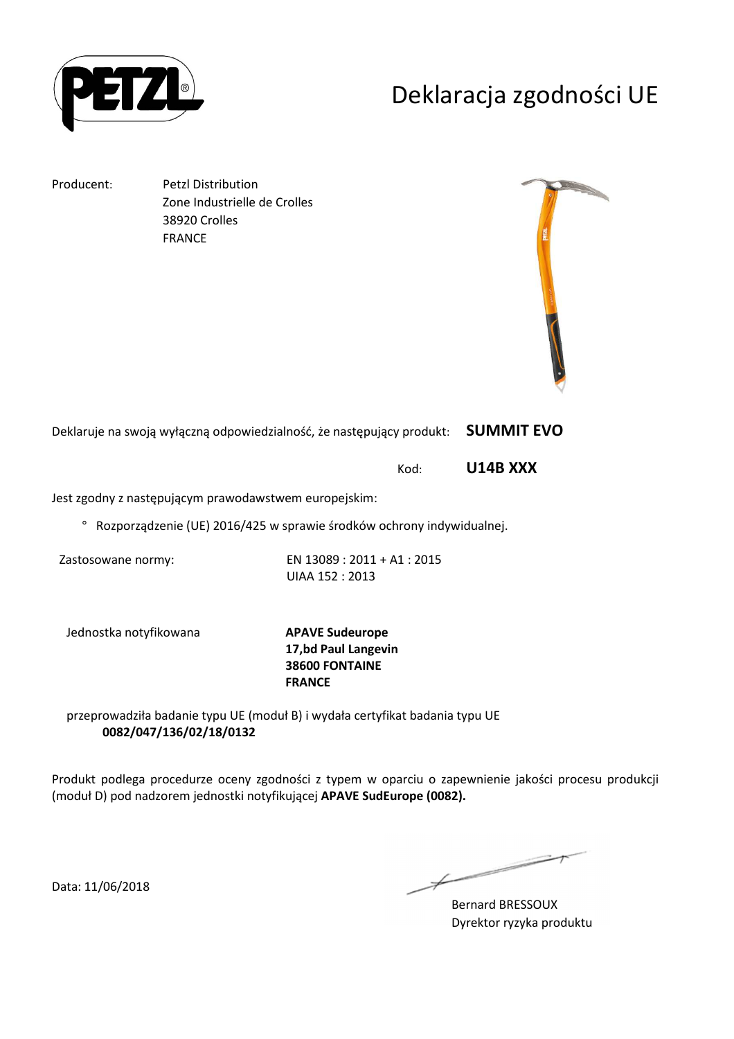# Deklaracja zgodności UE

Producent: Petzl Distribution
Zone Industrielle de Crolles
38920 Crolles
FRANCE

Deklaruje na swoją wyłączną odpowiedzialność, że następujący produkt: **SUMMIT EVO**

Kod: **U14B XXX**

Jest zgodny z następującym prawodawstwem europejskim:

- Rozporządzenie (UE) 2016/425 w sprawie środków ochrony indywidualnej.

Zastosowane normy: EN 13089 : 2011 + A1 : 2015
UIAA 152 : 2013

Jednostka notyfikowana **APAVE Sudeurope**
**17,bd Paul Langevin**
**38600 FONTAINE**
**FRANCE**

przeprowadziła badanie typu UE (moduł B) i wydała certyfikat badania typu UE
**0082/047/136/02/18/0132**

Produkt podlega procedurze oceny zgodności z typem w oparciu o zapewnienie jakości procesu produkcji (moduł D) pod nadzorem jednostki notyfikującej **APAVE SudEurope (0082).**

Data: 11/06/2018

Bernard BRESSOUX
Dyrektor ryzyka produktu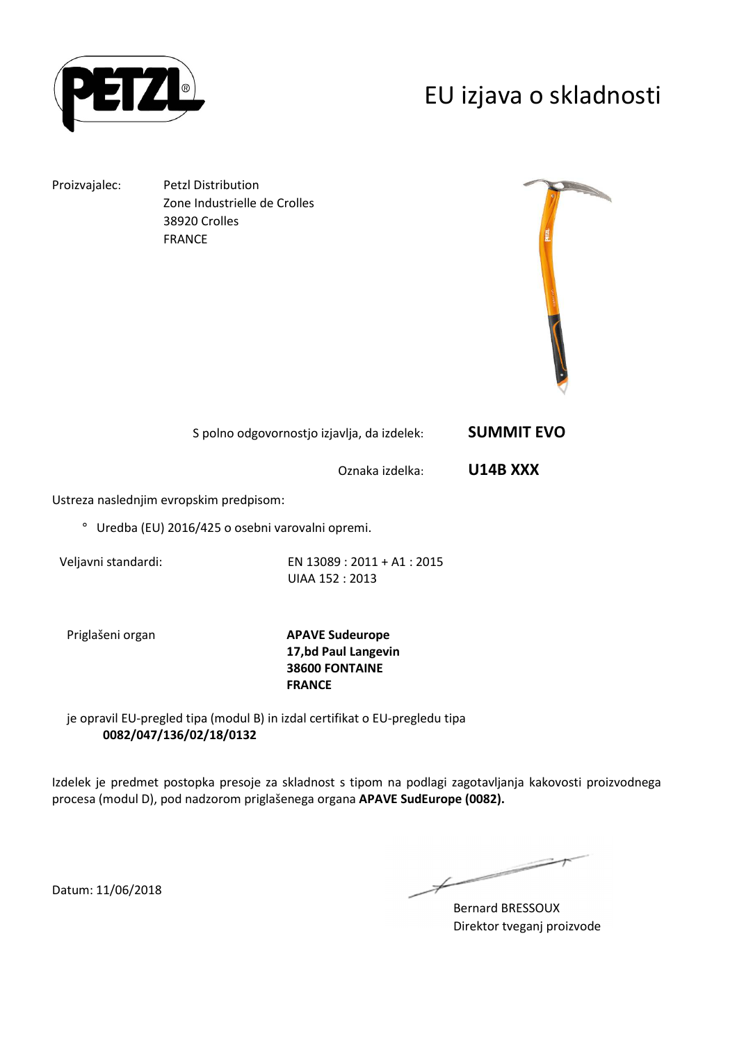# EU izjava o skladnosti

Proizvajalec: Petzl Distribution
Zone Industrielle de Crolles
38920 Crolles
FRANCE

S polno odgovornostjo izjavlja, da izdelek: **SUMMIT EVO**

Oznaka izdelka: **U14B XXX**

Ustreza naslednjim evropskim predpisom:

° Uredba (EU) 2016/425 o osebni varovalni opremi.

Veljavni standardi: EN 13089 : 2011 + A1 : 2015
UIAA 152 : 2013

Priglašeni organ **APAVE Sudeurope**
**17,bd Paul Langevin**
**38600 FONTAINE**
**FRANCE**

je opravil EU-pregled tipa (modul B) in izdal certifikat o EU-pregledu tipa
**0082/047/136/02/18/0132**

Izdelek je predmet postopka presoje za skladnost s tipom na podlagi zagotavljanja kakovosti proizvodnega procesa (modul D), pod nadzorom priglašenega organa **APAVE SudEurope (0082).**

Datum: 11/06/2018

Bernard BRESSOUX
Direktor tveganj proizvode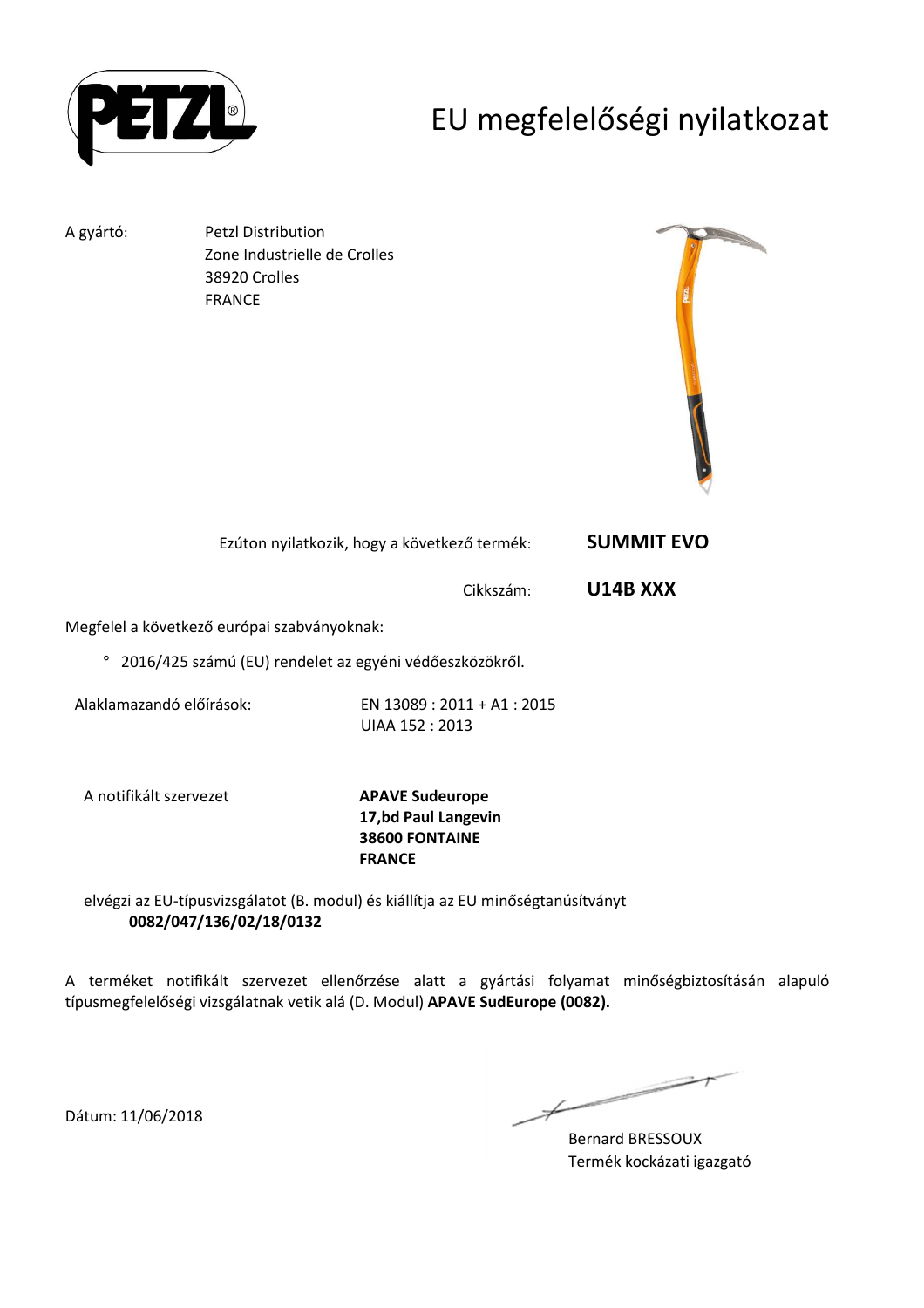# EU megfelelőségi nyilatkozat

A gyártó: Petzl Distribution
Zone Industrielle de Crolles
38920 Crolles
FRANCE

Ezúton nyilatkozik, hogy a következő termék: **SUMMIT EVO**

Cikkszám: **U14B XXX**

Megfelel a következő európai szabványoknak:

° 2016/425 számú (EU) rendelet az egyéni védőeszközökről.

Alaklamazandó előírások: EN 13089 : 2011 + A1 : 2015
UIAA 152 : 2013

A notifikált szervezet **APAVE Sudeurope**
**17,bd Paul Langevin**
**38600 FONTAINE**
**FRANCE**

elvégzi az EU-típusvizsgálatot (B. modul) és kiállítja az EU minőségtanúsítványt
**0082/047/136/02/18/0132**

A terméket notifikált szervezet ellenőrzése alatt a gyártási folyamat minőségbiztosításán alapuló típusmegfelelőségi vizsgálatnak vetik alá (D. Modul) **APAVE SudEurope (0082).**

Dátum: 11/06/2018

Bernard BRESSOUX
Termék kockázati igazgató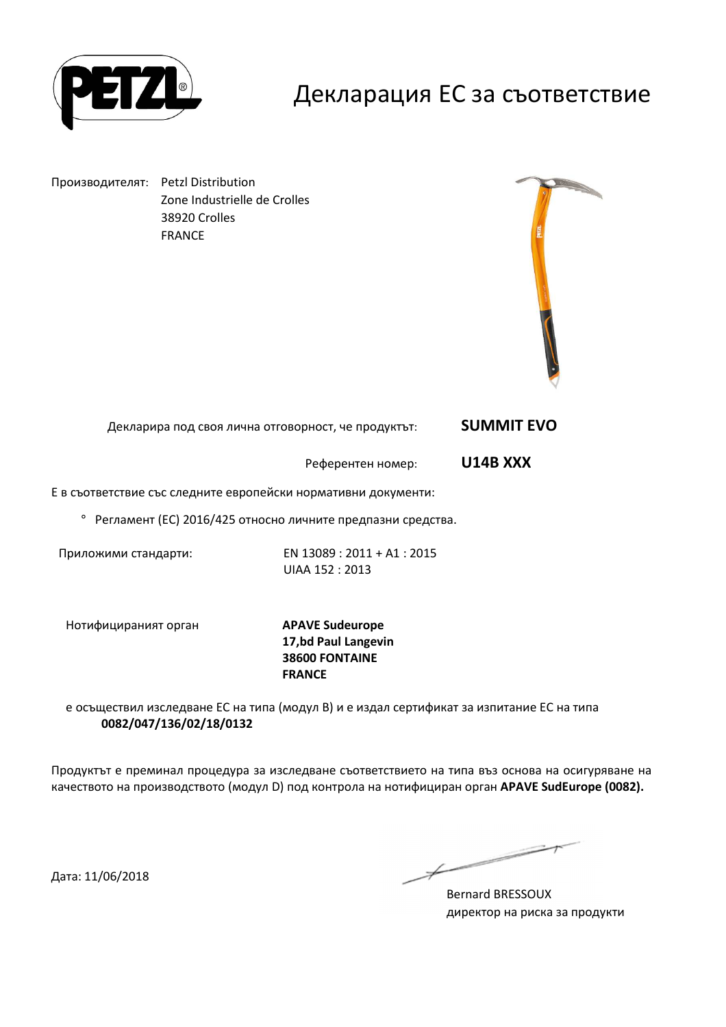# Декларация ЕС за съответствие

Производителят: Petzl Distribution  
Zone Industrielle de Crolles  
38920 Crolles  
FRANCE

Декларира под своя лична отговорност, че продуктът: **SUMMIT EVO**

Референтен номер: **U14B XXX**

Е в съответствие със следните европейски нормативни документи:

° Регламент (ЕС) 2016/425 относно личните предпазни средства.

Приложими стандарти: EN 13089 : 2011 + A1 : 2015  
UIAA 152 : 2013

Нотифицираният орган **APAVE Sudeurope**  
**17,bd Paul Langevin**  
**38600 FONTAINE**  
**FRANCE**

е осъществил изследване ЕС на типа (модул B) и е издал сертификат за изпитание ЕС на типа **0082/047/136/02/18/0132**

Продуктът е преминал процедура за изследване съответствието на типа въз основа на осигуряване на качеството на производството (модул D) под контрола на нотифициран орган **APAVE SudEurope (0082).**

Дата: 11/06/2018

Bernard BRESSOUX  
директор на риска за продукти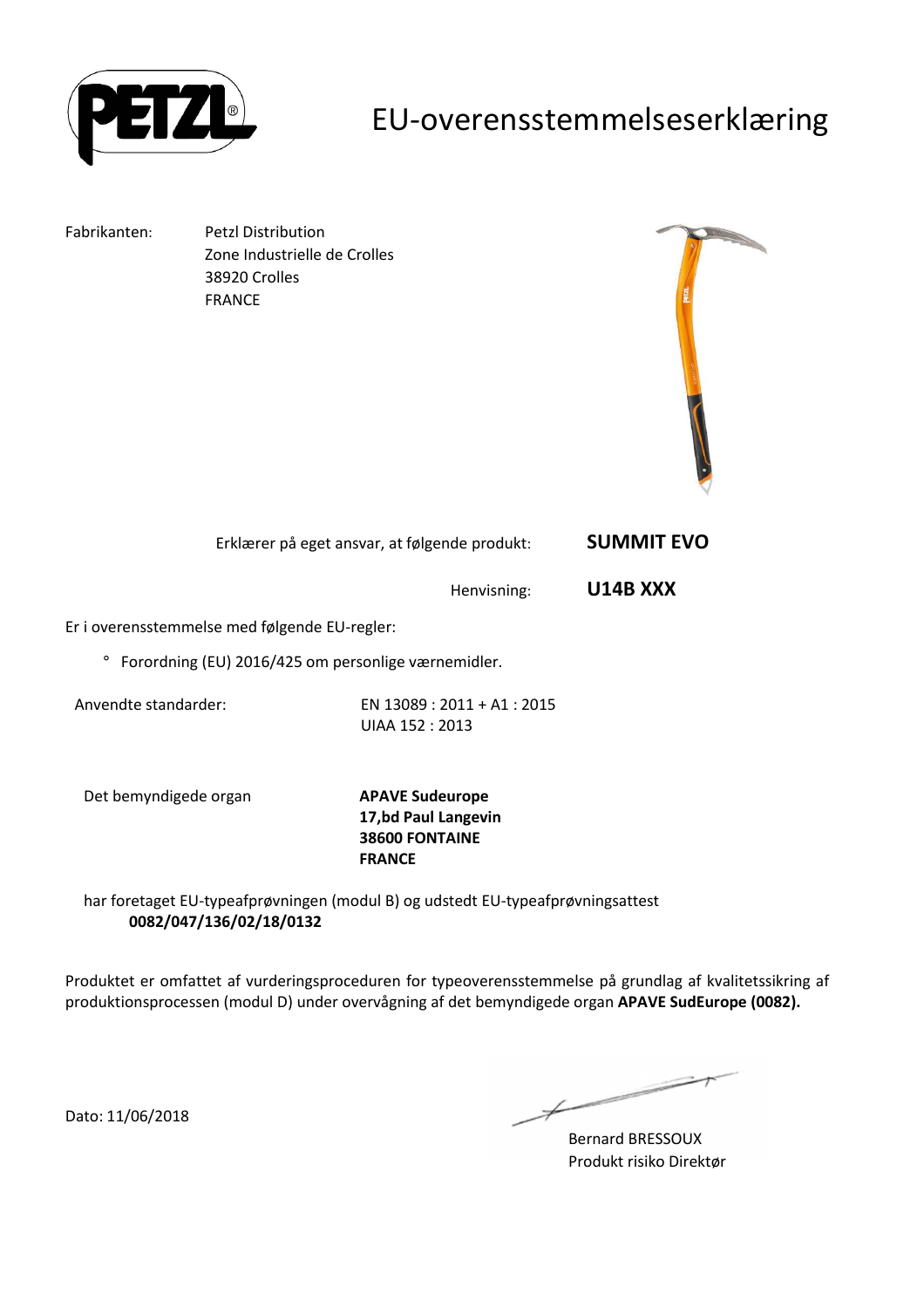# EU-overensstemmelseserklæring

| | |
|---|---|
| Fabrikanten: | Petzl Distribution<br>Zone Industrielle de Crolles<br>38920 Crolles<br>FRANCE |

Erklærer på eget ansvar, at følgende produkt: **SUMMIT EVO**

Henvisning: **U14B XXX**

Er i overensstemmelse med følgende EU-regler:

° Forordning (EU) 2016/425 om personlige værnemidler.

| | |
|---|---|
| Anvendte standarder: | EN 13089 : 2011 + A1 : 2015<br>UIAA 152 : 2013 |

| | |
|---|---|
| Det bemyndigede organ | **APAVE Sudeurope**<br>**17,bd Paul Langevin**<br>**38600 FONTAINE**<br>**FRANCE** |

har foretaget EU-typeafprøvningen (modul B) og udstedt EU-typeafprøvningsattest
**0082/047/136/02/18/0132**

Produktet er omfattet af vurderingsproceduren for typeoverensstemmelse på grundlag af kvalitetssikring af produktionsprocessen (modul D) under overvågning af det bemyndigede organ **APAVE SudEurope (0082).**

Dato: 11/06/2018

Bernard BRESSOUX
Produkt risiko Direktør